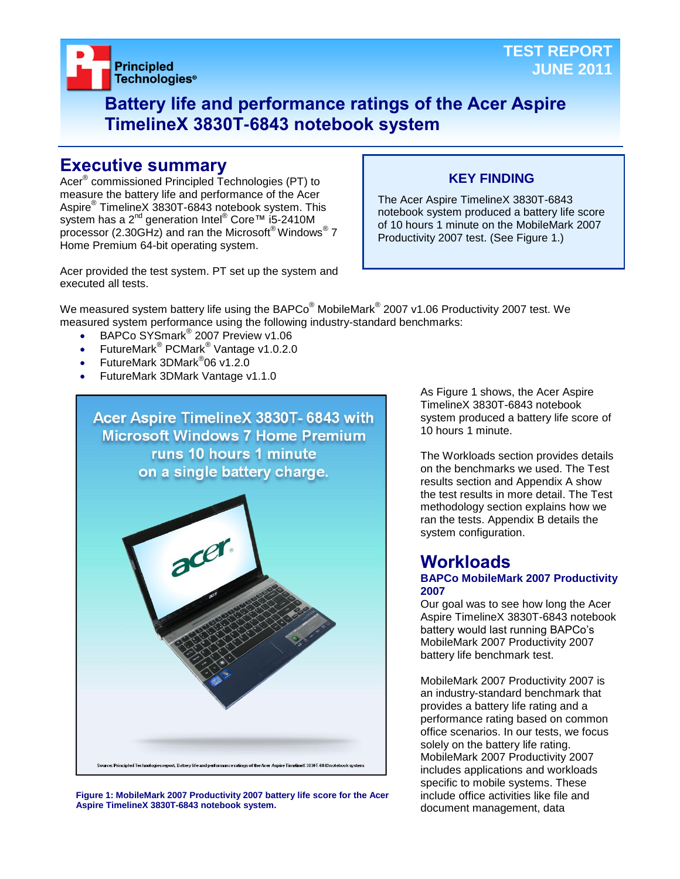TEST REPORT
JUNE 2011

# Battery life and performance ratings of the Acer Aspire TimelineX 3830T-6843 notebook system

## Executive summary

Acer® commissioned Principled Technologies (PT) to measure the battery life and performance of the Acer Aspire® TimelineX 3830T-6843 notebook system. This system has a 2nd generation Intel® Core™ i5-2410M processor (2.30GHz) and ran the Microsoft® Windows® 7 Home Premium 64-bit operating system.

Acer provided the test system. PT set up the system and executed all tests.

**KEY FINDING**

The Acer Aspire TimelineX 3830T-6843 notebook system produced a battery life score of 10 hours 1 minute on the MobileMark 2007 Productivity 2007 test. (See Figure 1.)

We measured system battery life using the BAPCo® MobileMark® 2007 v1.06 Productivity 2007 test. We measured system performance using the following industry-standard benchmarks:

- BAPCo SYSmark® 2007 Preview v1.06
- FutureMark® PCMark® Vantage v1.0.2.0
- FutureMark 3DMark®06 v1.2.0
- FutureMark 3DMark Vantage v1.1.0

Acer Aspire TimelineX 3830T- 6843 with Microsoft Windows 7 Home Premium runs 10 hours 1 minute on a single battery charge.

Source: Principled Technologies report. Battery life and performance ratings of the Acer Aspire TimelineX 3830T-6843 notebook system

**Figure 1: MobileMark 2007 Productivity 2007 battery life score for the Acer Aspire TimelineX 3830T-6843 notebook system.**

As Figure 1 shows, the Acer Aspire TimelineX 3830T-6843 notebook system produced a battery life score of 10 hours 1 minute.

The Workloads section provides details on the benchmarks we used. The Test results section and Appendix A show the test results in more detail. The Test methodology section explains how we ran the tests. Appendix B details the system configuration.

## Workloads

### BAPCo MobileMark 2007 Productivity 2007

Our goal was to see how long the Acer Aspire TimelineX 3830T-6843 notebook battery would last running BAPCo's MobileMark 2007 Productivity 2007 battery life benchmark test.

MobileMark 2007 Productivity 2007 is an industry-standard benchmark that provides a battery life rating and a performance rating based on common office scenarios. In our tests, we focus solely on the battery life rating. MobileMark 2007 Productivity 2007 includes applications and workloads specific to mobile systems. These include office activities like file and document management, data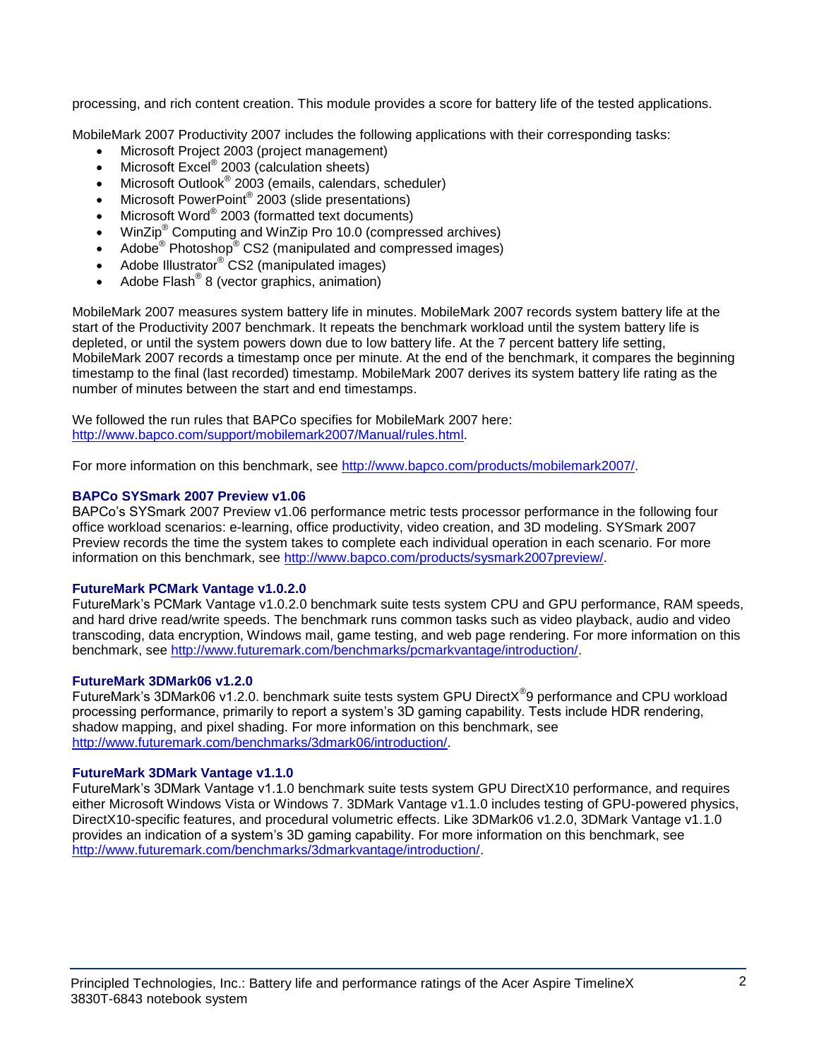processing, and rich content creation. This module provides a score for battery life of the tested applications.

MobileMark 2007 Productivity 2007 includes the following applications with their corresponding tasks:

- Microsoft Project 2003 (project management)
- Microsoft Excel® 2003 (calculation sheets)
- Microsoft Outlook® 2003 (emails, calendars, scheduler)
- Microsoft PowerPoint® 2003 (slide presentations)
- Microsoft Word® 2003 (formatted text documents)
- WinZip® Computing and WinZip Pro 10.0 (compressed archives)
- Adobe® Photoshop® CS2 (manipulated and compressed images)
- Adobe Illustrator® CS2 (manipulated images)
- Adobe Flash® 8 (vector graphics, animation)

MobileMark 2007 measures system battery life in minutes. MobileMark 2007 records system battery life at the start of the Productivity 2007 benchmark. It repeats the benchmark workload until the system battery life is depleted, or until the system powers down due to low battery life. At the 7 percent battery life setting, MobileMark 2007 records a timestamp once per minute. At the end of the benchmark, it compares the beginning timestamp to the final (last recorded) timestamp. MobileMark 2007 derives its system battery life rating as the number of minutes between the start and end timestamps.

We followed the run rules that BAPCo specifies for MobileMark 2007 here: http://www.bapco.com/support/mobilemark2007/Manual/rules.html.

For more information on this benchmark, see http://www.bapco.com/products/mobilemark2007/.

### BAPCo SYSmark 2007 Preview v1.06

BAPCo's SYSmark 2007 Preview v1.06 performance metric tests processor performance in the following four office workload scenarios: e-learning, office productivity, video creation, and 3D modeling. SYSmark 2007 Preview records the time the system takes to complete each individual operation in each scenario. For more information on this benchmark, see http://www.bapco.com/products/sysmark2007preview/.

### FutureMark PCMark Vantage v1.0.2.0

FutureMark's PCMark Vantage v1.0.2.0 benchmark suite tests system CPU and GPU performance, RAM speeds, and hard drive read/write speeds. The benchmark runs common tasks such as video playback, audio and video transcoding, data encryption, Windows mail, game testing, and web page rendering. For more information on this benchmark, see http://www.futuremark.com/benchmarks/pcmarkvantage/introduction/.

### FutureMark 3DMark06 v1.2.0

FutureMark's 3DMark06 v1.2.0. benchmark suite tests system GPU DirectX®9 performance and CPU workload processing performance, primarily to report a system's 3D gaming capability. Tests include HDR rendering, shadow mapping, and pixel shading. For more information on this benchmark, see http://www.futuremark.com/benchmarks/3dmark06/introduction/.

### FutureMark 3DMark Vantage v1.1.0

FutureMark's 3DMark Vantage v1.1.0 benchmark suite tests system GPU DirectX10 performance, and requires either Microsoft Windows Vista or Windows 7. 3DMark Vantage v1.1.0 includes testing of GPU-powered physics, DirectX10-specific features, and procedural volumetric effects. Like 3DMark06 v1.2.0, 3DMark Vantage v1.1.0 provides an indication of a system's 3D gaming capability. For more information on this benchmark, see http://www.futuremark.com/benchmarks/3dmarkvantage/introduction/.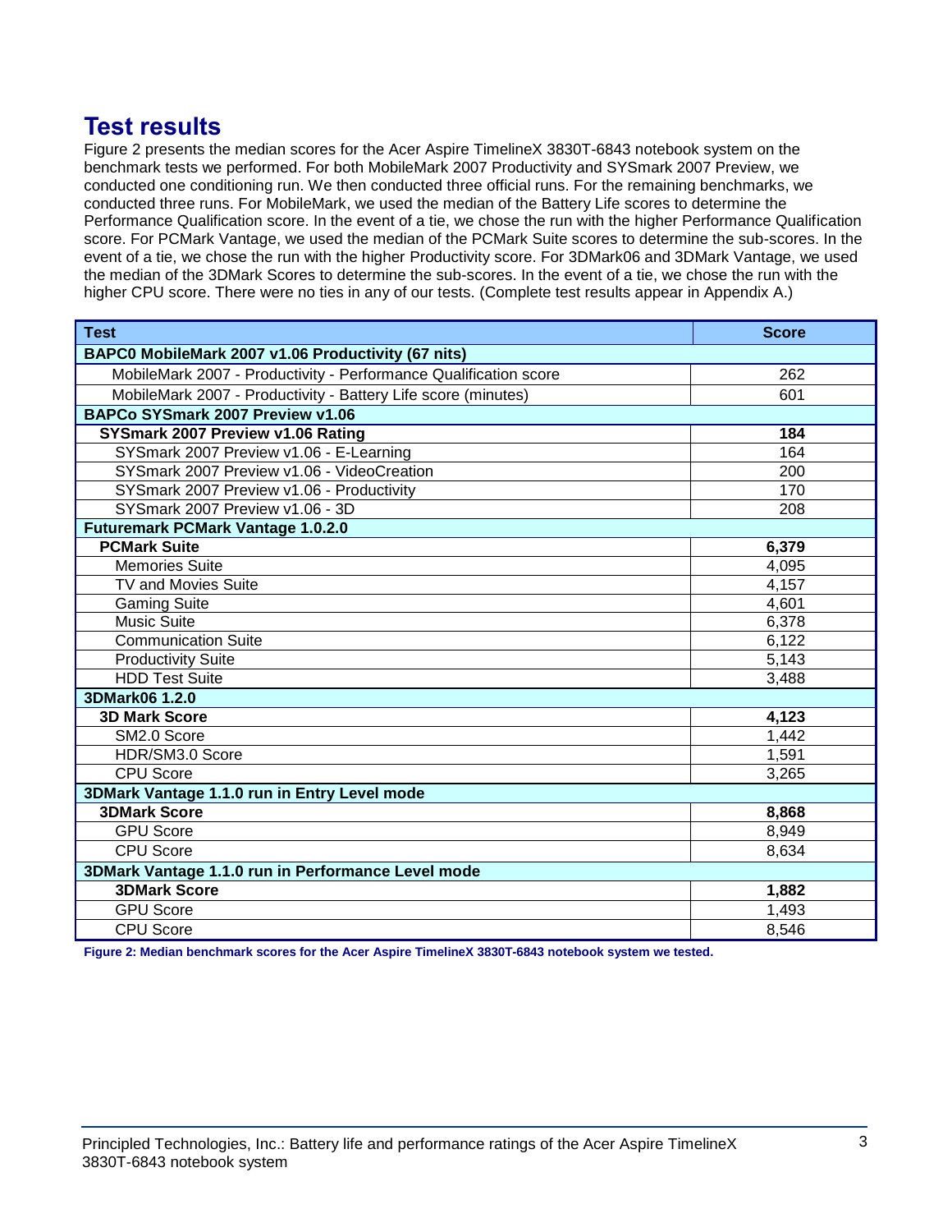## Test results

Figure 2 presents the median scores for the Acer Aspire TimelineX 3830T-6843 notebook system on the benchmark tests we performed. For both MobileMark 2007 Productivity and SYSmark 2007 Preview, we conducted one conditioning run. We then conducted three official runs. For the remaining benchmarks, we conducted three runs. For MobileMark, we used the median of the Battery Life scores to determine the Performance Qualification score. In the event of a tie, we chose the run with the higher Performance Qualification score. For PCMark Vantage, we used the median of the PCMark Suite scores to determine the sub-scores. In the event of a tie, we chose the run with the higher Productivity score. For 3DMark06 and 3DMark Vantage, we used the median of the 3DMark Scores to determine the sub-scores. In the event of a tie, we chose the run with the higher CPU score. There were no ties in any of our tests. (Complete test results appear in Appendix A.)

| Test | Score |
|---|---|
| **BAPC0 MobileMark 2007 v1.06 Productivity (67 nits)** | |
| MobileMark 2007 - Productivity - Performance Qualification score | 262 |
| MobileMark 2007 - Productivity - Battery Life score (minutes) | 601 |
| **BAPCo SYSmark 2007 Preview v1.06** | |
| **SYSmark 2007 Preview v1.06 Rating** | **184** |
| SYSmark 2007 Preview v1.06 - E-Learning | 164 |
| SYSmark 2007 Preview v1.06 - VideoCreation | 200 |
| SYSmark 2007 Preview v1.06 - Productivity | 170 |
| SYSmark 2007 Preview v1.06 - 3D | 208 |
| **Futuremark PCMark Vantage 1.0.2.0** | |
| **PCMark Suite** | **6,379** |
| Memories Suite | 4,095 |
| TV and Movies Suite | 4,157 |
| Gaming Suite | 4,601 |
| Music Suite | 6,378 |
| Communication Suite | 6,122 |
| Productivity Suite | 5,143 |
| HDD Test Suite | 3,488 |
| **3DMark06 1.2.0** | |
| **3D Mark Score** | **4,123** |
| SM2.0 Score | 1,442 |
| HDR/SM3.0 Score | 1,591 |
| CPU Score | 3,265 |
| **3DMark Vantage 1.1.0 run in Entry Level mode** | |
| **3DMark Score** | **8,868** |
| GPU Score | 8,949 |
| CPU Score | 8,634 |
| **3DMark Vantage 1.1.0 run in Performance Level mode** | |
| **3DMark Score** | **1,882** |
| GPU Score | 1,493 |
| CPU Score | 8,546 |

**Figure 2: Median benchmark scores for the Acer Aspire TimelineX 3830T-6843 notebook system we tested.**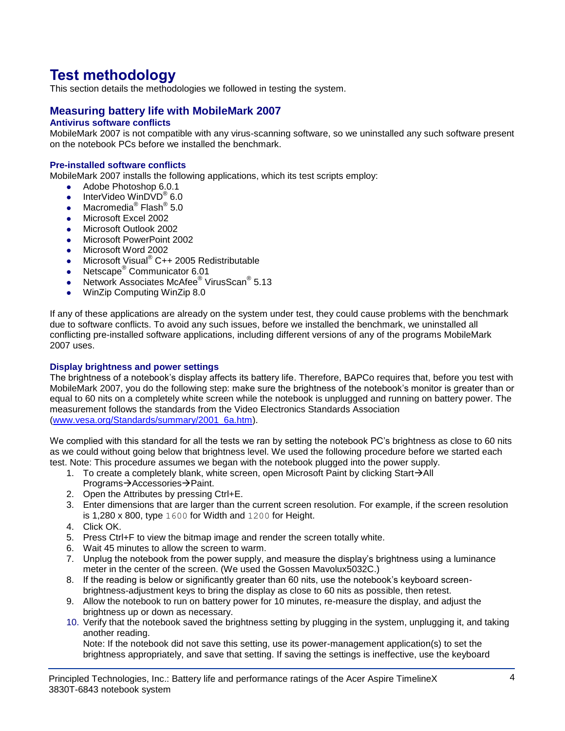# Test methodology

This section details the methodologies we followed in testing the system.

## Measuring battery life with MobileMark 2007

### Antivirus software conflicts

MobileMark 2007 is not compatible with any virus-scanning software, so we uninstalled any such software present on the notebook PCs before we installed the benchmark.

### Pre-installed software conflicts

MobileMark 2007 installs the following applications, which its test scripts employ:

- Adobe Photoshop 6.0.1
- InterVideo WinDVD® 6.0
- Macromedia® Flash® 5.0
- Microsoft Excel 2002
- Microsoft Outlook 2002
- Microsoft PowerPoint 2002
- Microsoft Word 2002
- Microsoft Visual® C++ 2005 Redistributable
- Netscape® Communicator 6.01
- Network Associates McAfee® VirusScan® 5.13
- WinZip Computing WinZip 8.0

If any of these applications are already on the system under test, they could cause problems with the benchmark due to software conflicts. To avoid any such issues, before we installed the benchmark, we uninstalled all conflicting pre-installed software applications, including different versions of any of the programs MobileMark 2007 uses.

### Display brightness and power settings

The brightness of a notebook's display affects its battery life. Therefore, BAPCo requires that, before you test with MobileMark 2007, you do the following step: make sure the brightness of the notebook's monitor is greater than or equal to 60 nits on a completely white screen while the notebook is unplugged and running on battery power. The measurement follows the standards from the Video Electronics Standards Association (www.vesa.org/Standards/summary/2001_6a.htm).

We complied with this standard for all the tests we ran by setting the notebook PC's brightness as close to 60 nits as we could without going below that brightness level. We used the following procedure before we started each test. Note: This procedure assumes we began with the notebook plugged into the power supply.

1. To create a completely blank, white screen, open Microsoft Paint by clicking Start→All Programs→Accessories→Paint.
2. Open the Attributes by pressing Ctrl+E.
3. Enter dimensions that are larger than the current screen resolution. For example, if the screen resolution is 1,280 x 800, type `1600` for Width and `1200` for Height.
4. Click OK.
5. Press Ctrl+F to view the bitmap image and render the screen totally white.
6. Wait 45 minutes to allow the screen to warm.
7. Unplug the notebook from the power supply, and measure the display's brightness using a luminance meter in the center of the screen. (We used the Gossen Mavolux5032C.)
8. If the reading is below or significantly greater than 60 nits, use the notebook's keyboard screen-brightness-adjustment keys to bring the display as close to 60 nits as possible, then retest.
9. Allow the notebook to run on battery power for 10 minutes, re-measure the display, and adjust the brightness up or down as necessary.
10. Verify that the notebook saved the brightness setting by plugging in the system, unplugging it, and taking another reading.
    Note: If the notebook did not save this setting, use its power-management application(s) to set the brightness appropriately, and save that setting. If saving the settings is ineffective, use the keyboard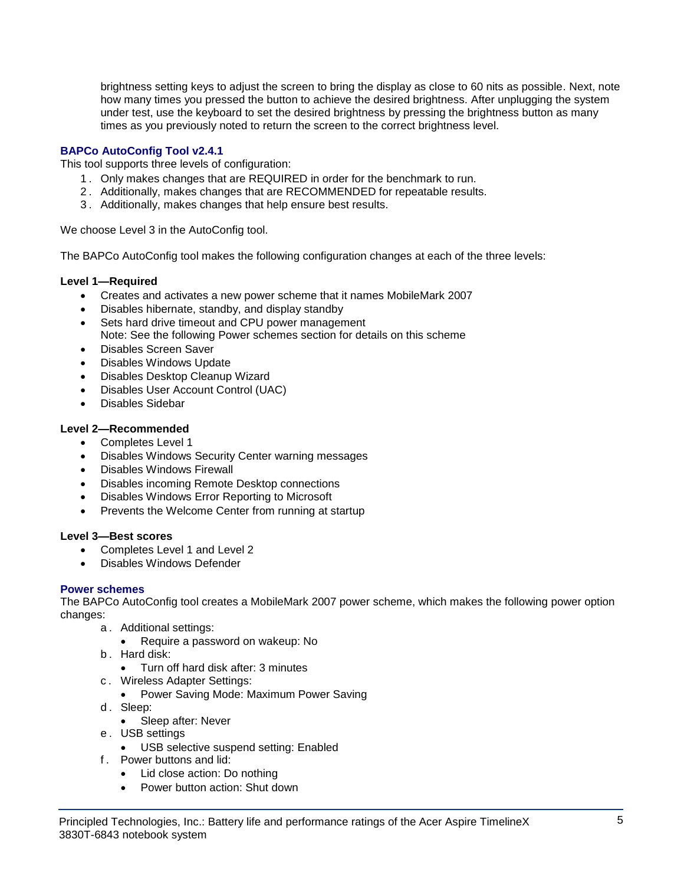brightness setting keys to adjust the screen to bring the display as close to 60 nits as possible. Next, note how many times you pressed the button to achieve the desired brightness. After unplugging the system under test, use the keyboard to set the desired brightness by pressing the brightness button as many times as you previously noted to return the screen to the correct brightness level.

### BAPCo AutoConfig Tool v2.4.1

This tool supports three levels of configuration:

1. Only makes changes that are REQUIRED in order for the benchmark to run.
2. Additionally, makes changes that are RECOMMENDED for repeatable results.
3. Additionally, makes changes that help ensure best results.

We choose Level 3 in the AutoConfig tool.

The BAPCo AutoConfig tool makes the following configuration changes at each of the three levels:

**Level 1—Required**

- Creates and activates a new power scheme that it names MobileMark 2007
- Disables hibernate, standby, and display standby
- Sets hard drive timeout and CPU power management
  Note: See the following Power schemes section for details on this scheme
- Disables Screen Saver
- Disables Windows Update
- Disables Desktop Cleanup Wizard
- Disables User Account Control (UAC)
- Disables Sidebar

**Level 2—Recommended**

- Completes Level 1
- Disables Windows Security Center warning messages
- Disables Windows Firewall
- Disables incoming Remote Desktop connections
- Disables Windows Error Reporting to Microsoft
- Prevents the Welcome Center from running at startup

**Level 3—Best scores**

- Completes Level 1 and Level 2
- Disables Windows Defender

### Power schemes

The BAPCo AutoConfig tool creates a MobileMark 2007 power scheme, which makes the following power option changes:

a. Additional settings:
   - Require a password on wakeup: No
b. Hard disk:
   - Turn off hard disk after: 3 minutes
c. Wireless Adapter Settings:
   - Power Saving Mode: Maximum Power Saving
d. Sleep:
   - Sleep after: Never
e. USB settings
   - USB selective suspend setting: Enabled
f. Power buttons and lid:
   - Lid close action: Do nothing
   - Power button action: Shut down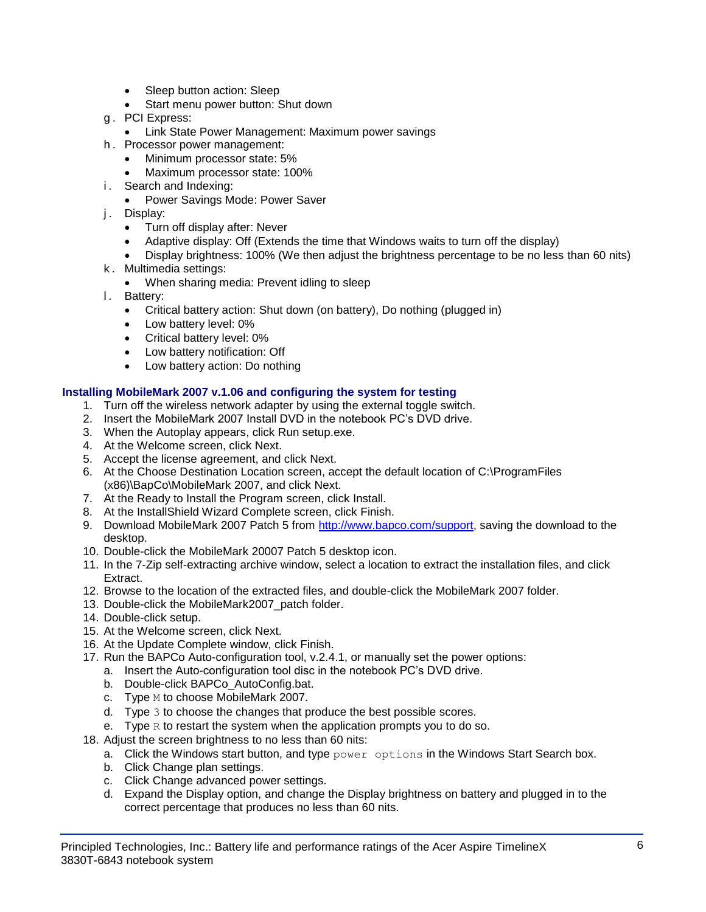- Sleep button action: Sleep
- Start menu power button: Shut down

g. PCI Express:
   - Link State Power Management: Maximum power savings

h. Processor power management:
   - Minimum processor state: 5%
   - Maximum processor state: 100%

i. Search and Indexing:
   - Power Savings Mode: Power Saver

j. Display:
   - Turn off display after: Never
   - Adaptive display: Off (Extends the time that Windows waits to turn off the display)
   - Display brightness: 100% (We then adjust the brightness percentage to be no less than 60 nits)

k. Multimedia settings:
   - When sharing media: Prevent idling to sleep

l. Battery:
   - Critical battery action: Shut down (on battery), Do nothing (plugged in)
   - Low battery level: 0%
   - Critical battery level: 0%
   - Low battery notification: Off
   - Low battery action: Do nothing

### Installing MobileMark 2007 v.1.06 and configuring the system for testing

1. Turn off the wireless network adapter by using the external toggle switch.
2. Insert the MobileMark 2007 Install DVD in the notebook PC's DVD drive.
3. When the Autoplay appears, click Run setup.exe.
4. At the Welcome screen, click Next.
5. Accept the license agreement, and click Next.
6. At the Choose Destination Location screen, accept the default location of C:\ProgramFiles (x86)\BapCo\MobileMark 2007, and click Next.
7. At the Ready to Install the Program screen, click Install.
8. At the InstallShield Wizard Complete screen, click Finish.
9. Download MobileMark 2007 Patch 5 from http://www.bapco.com/support, saving the download to the desktop.
10. Double-click the MobileMark 20007 Patch 5 desktop icon.
11. In the 7-Zip self-extracting archive window, select a location to extract the installation files, and click Extract.
12. Browse to the location of the extracted files, and double-click the MobileMark 2007 folder.
13. Double-click the MobileMark2007_patch folder.
14. Double-click setup.
15. At the Welcome screen, click Next.
16. At the Update Complete window, click Finish.
17. Run the BAPCo Auto-configuration tool, v.2.4.1, or manually set the power options:
    a. Insert the Auto-configuration tool disc in the notebook PC's DVD drive.
    b. Double-click BAPCo_AutoConfig.bat.
    c. Type `M` to choose MobileMark 2007.
    d. Type `3` to choose the changes that produce the best possible scores.
    e. Type `R` to restart the system when the application prompts you to do so.
18. Adjust the screen brightness to no less than 60 nits:
    a. Click the Windows start button, and type `power options` in the Windows Start Search box.
    b. Click Change plan settings.
    c. Click Change advanced power settings.
    d. Expand the Display option, and change the Display brightness on battery and plugged in to the correct percentage that produces no less than 60 nits.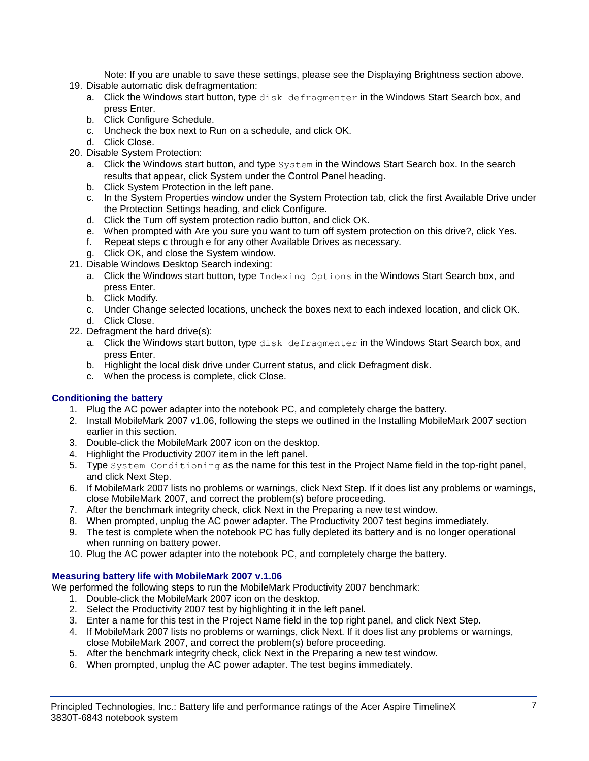Note: If you are unable to save these settings, please see the Displaying Brightness section above.

19. Disable automatic disk defragmentation:
    a. Click the Windows start button, type `disk defragmenter` in the Windows Start Search box, and press Enter.
    b. Click Configure Schedule.
    c. Uncheck the box next to Run on a schedule, and click OK.
    d. Click Close.
20. Disable System Protection:
    a. Click the Windows start button, and type `System` in the Windows Start Search box. In the search results that appear, click System under the Control Panel heading.
    b. Click System Protection in the left pane.
    c. In the System Properties window under the System Protection tab, click the first Available Drive under the Protection Settings heading, and click Configure.
    d. Click the Turn off system protection radio button, and click OK.
    e. When prompted with Are you sure you want to turn off system protection on this drive?, click Yes.
    f. Repeat steps c through e for any other Available Drives as necessary.
    g. Click OK, and close the System window.
21. Disable Windows Desktop Search indexing:
    a. Click the Windows start button, type `Indexing Options` in the Windows Start Search box, and press Enter.
    b. Click Modify.
    c. Under Change selected locations, uncheck the boxes next to each indexed location, and click OK.
    d. Click Close.
22. Defragment the hard drive(s):
    a. Click the Windows start button, type `disk defragmenter` in the Windows Start Search box, and press Enter.
    b. Highlight the local disk drive under Current status, and click Defragment disk.
    c. When the process is complete, click Close.

### Conditioning the battery

1. Plug the AC power adapter into the notebook PC, and completely charge the battery.
2. Install MobileMark 2007 v1.06, following the steps we outlined in the Installing MobileMark 2007 section earlier in this section.
3. Double-click the MobileMark 2007 icon on the desktop.
4. Highlight the Productivity 2007 item in the left panel.
5. Type `System Conditioning` as the name for this test in the Project Name field in the top-right panel, and click Next Step.
6. If MobileMark 2007 lists no problems or warnings, click Next Step. If it does list any problems or warnings, close MobileMark 2007, and correct the problem(s) before proceeding.
7. After the benchmark integrity check, click Next in the Preparing a new test window.
8. When prompted, unplug the AC power adapter. The Productivity 2007 test begins immediately.
9. The test is complete when the notebook PC has fully depleted its battery and is no longer operational when running on battery power.
10. Plug the AC power adapter into the notebook PC, and completely charge the battery.

### Measuring battery life with MobileMark 2007 v.1.06

We performed the following steps to run the MobileMark Productivity 2007 benchmark:

1. Double-click the MobileMark 2007 icon on the desktop.
2. Select the Productivity 2007 test by highlighting it in the left panel.
3. Enter a name for this test in the Project Name field in the top right panel, and click Next Step.
4. If MobileMark 2007 lists no problems or warnings, click Next. If it does list any problems or warnings, close MobileMark 2007, and correct the problem(s) before proceeding.
5. After the benchmark integrity check, click Next in the Preparing a new test window.
6. When prompted, unplug the AC power adapter. The test begins immediately.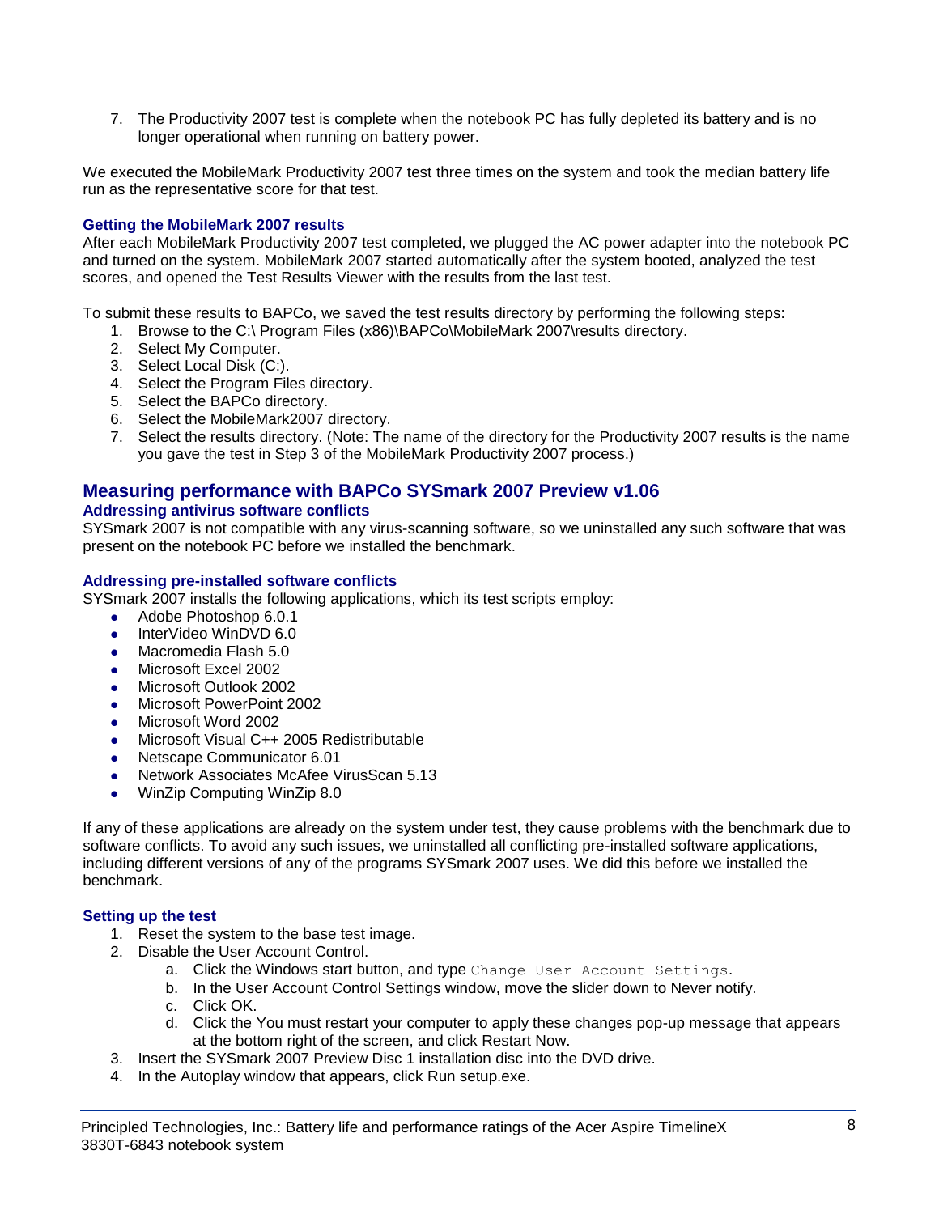7. The Productivity 2007 test is complete when the notebook PC has fully depleted its battery and is no longer operational when running on battery power.

We executed the MobileMark Productivity 2007 test three times on the system and took the median battery life run as the representative score for that test.

### Getting the MobileMark 2007 results

After each MobileMark Productivity 2007 test completed, we plugged the AC power adapter into the notebook PC and turned on the system. MobileMark 2007 started automatically after the system booted, analyzed the test scores, and opened the Test Results Viewer with the results from the last test.

To submit these results to BAPCo, we saved the test results directory by performing the following steps:

1. Browse to the C:\ Program Files (x86)\BAPCo\MobileMark 2007\results directory.
2. Select My Computer.
3. Select Local Disk (C:).
4. Select the Program Files directory.
5. Select the BAPCo directory.
6. Select the MobileMark2007 directory.
7. Select the results directory. (Note: The name of the directory for the Productivity 2007 results is the name you gave the test in Step 3 of the MobileMark Productivity 2007 process.)

## Measuring performance with BAPCo SYSmark 2007 Preview v1.06

### Addressing antivirus software conflicts

SYSmark 2007 is not compatible with any virus-scanning software, so we uninstalled any such software that was present on the notebook PC before we installed the benchmark.

### Addressing pre-installed software conflicts

SYSmark 2007 installs the following applications, which its test scripts employ:

- Adobe Photoshop 6.0.1
- InterVideo WinDVD 6.0
- Macromedia Flash 5.0
- Microsoft Excel 2002
- Microsoft Outlook 2002
- Microsoft PowerPoint 2002
- Microsoft Word 2002
- Microsoft Visual C++ 2005 Redistributable
- Netscape Communicator 6.01
- Network Associates McAfee VirusScan 5.13
- WinZip Computing WinZip 8.0

If any of these applications are already on the system under test, they cause problems with the benchmark due to software conflicts. To avoid any such issues, we uninstalled all conflicting pre-installed software applications, including different versions of any of the programs SYSmark 2007 uses. We did this before we installed the benchmark.

### Setting up the test

1. Reset the system to the base test image.
2. Disable the User Account Control.
    a. Click the Windows start button, and type `Change User Account Settings`.
    b. In the User Account Control Settings window, move the slider down to Never notify.
    c. Click OK.
    d. Click the You must restart your computer to apply these changes pop-up message that appears at the bottom right of the screen, and click Restart Now.
3. Insert the SYSmark 2007 Preview Disc 1 installation disc into the DVD drive.
4. In the Autoplay window that appears, click Run setup.exe.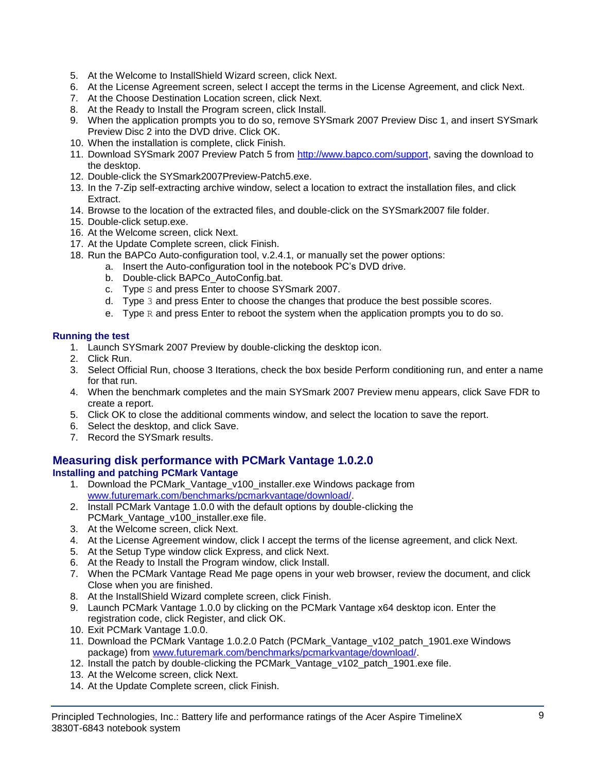5. At the Welcome to InstallShield Wizard screen, click Next.
6. At the License Agreement screen, select I accept the terms in the License Agreement, and click Next.
7. At the Choose Destination Location screen, click Next.
8. At the Ready to Install the Program screen, click Install.
9. When the application prompts you to do so, remove SYSmark 2007 Preview Disc 1, and insert SYSmark Preview Disc 2 into the DVD drive. Click OK.
10. When the installation is complete, click Finish.
11. Download SYSmark 2007 Preview Patch 5 from http://www.bapco.com/support, saving the download to the desktop.
12. Double-click the SYSmark2007Preview-Patch5.exe.
13. In the 7-Zip self-extracting archive window, select a location to extract the installation files, and click Extract.
14. Browse to the location of the extracted files, and double-click on the SYSmark2007 file folder.
15. Double-click setup.exe.
16. At the Welcome screen, click Next.
17. At the Update Complete screen, click Finish.
18. Run the BAPCo Auto-configuration tool, v.2.4.1, or manually set the power options:
    a. Insert the Auto-configuration tool in the notebook PC's DVD drive.
    b. Double-click BAPCo_AutoConfig.bat.
    c. Type `S` and press Enter to choose SYSmark 2007.
    d. Type `3` and press Enter to choose the changes that produce the best possible scores.
    e. Type `R` and press Enter to reboot the system when the application prompts you to do so.

### Running the test

1. Launch SYSmark 2007 Preview by double-clicking the desktop icon.
2. Click Run.
3. Select Official Run, choose 3 Iterations, check the box beside Perform conditioning run, and enter a name for that run.
4. When the benchmark completes and the main SYSmark 2007 Preview menu appears, click Save FDR to create a report.
5. Click OK to close the additional comments window, and select the location to save the report.
6. Select the desktop, and click Save.
7. Record the SYSmark results.

## Measuring disk performance with PCMark Vantage 1.0.2.0

### Installing and patching PCMark Vantage

1. Download the PCMark_Vantage_v100_installer.exe Windows package from www.futuremark.com/benchmarks/pcmarkvantage/download/.
2. Install PCMark Vantage 1.0.0 with the default options by double-clicking the PCMark_Vantage_v100_installer.exe file.
3. At the Welcome screen, click Next.
4. At the License Agreement window, click I accept the terms of the license agreement, and click Next.
5. At the Setup Type window click Express, and click Next.
6. At the Ready to Install the Program window, click Install.
7. When the PCMark Vantage Read Me page opens in your web browser, review the document, and click Close when you are finished.
8. At the InstallShield Wizard complete screen, click Finish.
9. Launch PCMark Vantage 1.0.0 by clicking on the PCMark Vantage x64 desktop icon. Enter the registration code, click Register, and click OK.
10. Exit PCMark Vantage 1.0.0.
11. Download the PCMark Vantage 1.0.2.0 Patch (PCMark_Vantage_v102_patch_1901.exe Windows package) from www.futuremark.com/benchmarks/pcmarkvantage/download/.
12. Install the patch by double-clicking the PCMark_Vantage_v102_patch_1901.exe file.
13. At the Welcome screen, click Next.
14. At the Update Complete screen, click Finish.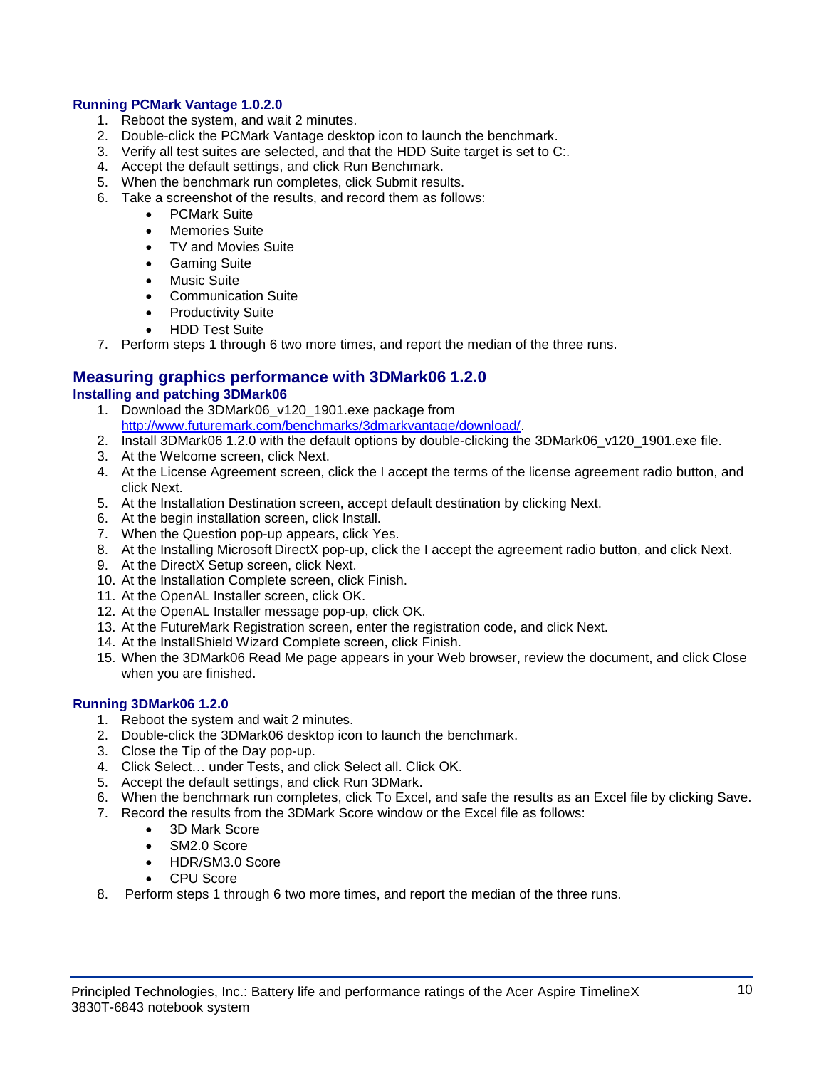### Running PCMark Vantage 1.0.2.0

1. Reboot the system, and wait 2 minutes.
2. Double-click the PCMark Vantage desktop icon to launch the benchmark.
3. Verify all test suites are selected, and that the HDD Suite target is set to C:.
4. Accept the default settings, and click Run Benchmark.
5. When the benchmark run completes, click Submit results.
6. Take a screenshot of the results, and record them as follows:
   - PCMark Suite
   - Memories Suite
   - TV and Movies Suite
   - Gaming Suite
   - Music Suite
   - Communication Suite
   - Productivity Suite
   - HDD Test Suite
7. Perform steps 1 through 6 two more times, and report the median of the three runs.

## Measuring graphics performance with 3DMark06 1.2.0

### Installing and patching 3DMark06

1. Download the 3DMark06_v120_1901.exe package from http://www.futuremark.com/benchmarks/3dmarkvantage/download/.
2. Install 3DMark06 1.2.0 with the default options by double-clicking the 3DMark06_v120_1901.exe file.
3. At the Welcome screen, click Next.
4. At the License Agreement screen, click the I accept the terms of the license agreement radio button, and click Next.
5. At the Installation Destination screen, accept default destination by clicking Next.
6. At the begin installation screen, click Install.
7. When the Question pop-up appears, click Yes.
8. At the Installing Microsoft DirectX pop-up, click the I accept the agreement radio button, and click Next.
9. At the DirectX Setup screen, click Next.
10. At the Installation Complete screen, click Finish.
11. At the OpenAL Installer screen, click OK.
12. At the OpenAL Installer message pop-up, click OK.
13. At the FutureMark Registration screen, enter the registration code, and click Next.
14. At the InstallShield Wizard Complete screen, click Finish.
15. When the 3DMark06 Read Me page appears in your Web browser, review the document, and click Close when you are finished.

### Running 3DMark06 1.2.0

1. Reboot the system and wait 2 minutes.
2. Double-click the 3DMark06 desktop icon to launch the benchmark.
3. Close the Tip of the Day pop-up.
4. Click Select… under Tests, and click Select all. Click OK.
5. Accept the default settings, and click Run 3DMark.
6. When the benchmark run completes, click To Excel, and safe the results as an Excel file by clicking Save.
7. Record the results from the 3DMark Score window or the Excel file as follows:
   - 3D Mark Score
   - SM2.0 Score
   - HDR/SM3.0 Score
   - CPU Score
8. Perform steps 1 through 6 two more times, and report the median of the three runs.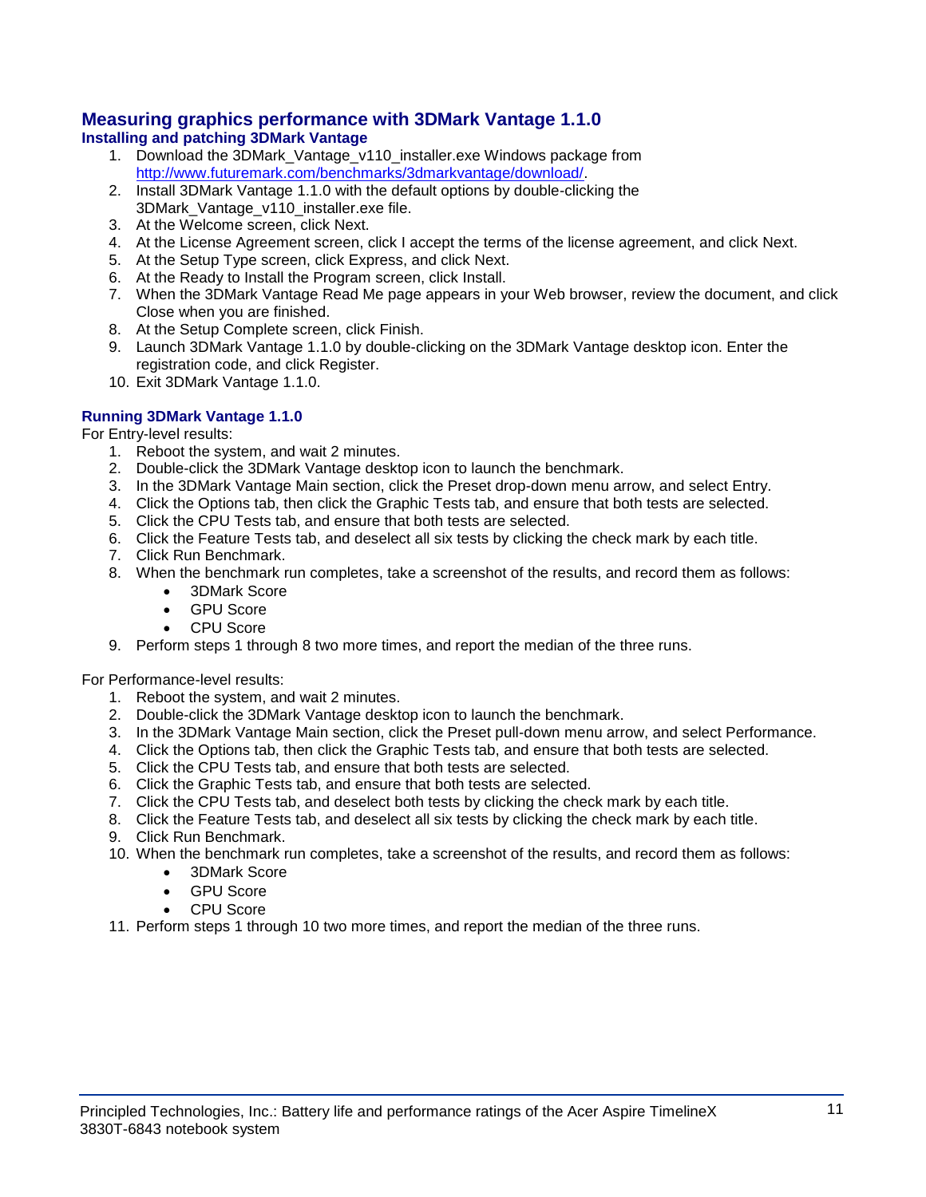## Measuring graphics performance with 3DMark Vantage 1.1.0

### Installing and patching 3DMark Vantage

1. Download the 3DMark_Vantage_v110_installer.exe Windows package from http://www.futuremark.com/benchmarks/3dmarkvantage/download/.
2. Install 3DMark Vantage 1.1.0 with the default options by double-clicking the 3DMark_Vantage_v110_installer.exe file.
3. At the Welcome screen, click Next.
4. At the License Agreement screen, click I accept the terms of the license agreement, and click Next.
5. At the Setup Type screen, click Express, and click Next.
6. At the Ready to Install the Program screen, click Install.
7. When the 3DMark Vantage Read Me page appears in your Web browser, review the document, and click Close when you are finished.
8. At the Setup Complete screen, click Finish.
9. Launch 3DMark Vantage 1.1.0 by double-clicking on the 3DMark Vantage desktop icon. Enter the registration code, and click Register.
10. Exit 3DMark Vantage 1.1.0.

### Running 3DMark Vantage 1.1.0

For Entry-level results:

1. Reboot the system, and wait 2 minutes.
2. Double-click the 3DMark Vantage desktop icon to launch the benchmark.
3. In the 3DMark Vantage Main section, click the Preset drop-down menu arrow, and select Entry.
4. Click the Options tab, then click the Graphic Tests tab, and ensure that both tests are selected.
5. Click the CPU Tests tab, and ensure that both tests are selected.
6. Click the Feature Tests tab, and deselect all six tests by clicking the check mark by each title.
7. Click Run Benchmark.
8. When the benchmark run completes, take a screenshot of the results, and record them as follows:
   - 3DMark Score
   - GPU Score
   - CPU Score
9. Perform steps 1 through 8 two more times, and report the median of the three runs.

For Performance-level results:

1. Reboot the system, and wait 2 minutes.
2. Double-click the 3DMark Vantage desktop icon to launch the benchmark.
3. In the 3DMark Vantage Main section, click the Preset pull-down menu arrow, and select Performance.
4. Click the Options tab, then click the Graphic Tests tab, and ensure that both tests are selected.
5. Click the CPU Tests tab, and ensure that both tests are selected.
6. Click the Graphic Tests tab, and ensure that both tests are selected.
7. Click the CPU Tests tab, and deselect both tests by clicking the check mark by each title.
8. Click the Feature Tests tab, and deselect all six tests by clicking the check mark by each title.
9. Click Run Benchmark.
10. When the benchmark run completes, take a screenshot of the results, and record them as follows:
    - 3DMark Score
    - GPU Score
    - CPU Score
11. Perform steps 1 through 10 two more times, and report the median of the three runs.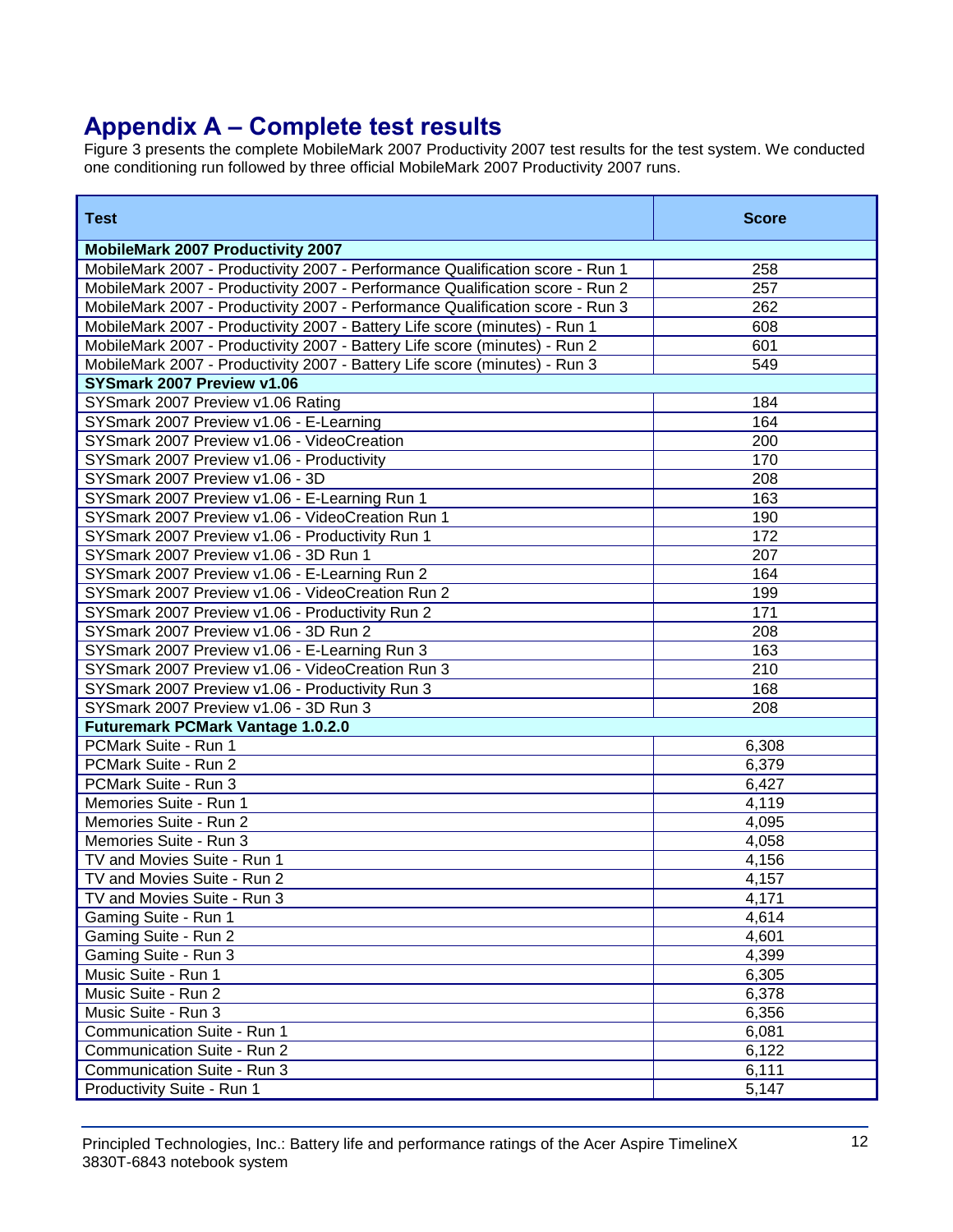## Appendix A – Complete test results

Figure 3 presents the complete MobileMark 2007 Productivity 2007 test results for the test system. We conducted one conditioning run followed by three official MobileMark 2007 Productivity 2007 runs.

| Test | Score |
|---|---|
| **MobileMark 2007 Productivity 2007** | |
| MobileMark 2007 - Productivity 2007 - Performance Qualification score - Run 1 | 258 |
| MobileMark 2007 - Productivity 2007 - Performance Qualification score - Run 2 | 257 |
| MobileMark 2007 - Productivity 2007 - Performance Qualification score - Run 3 | 262 |
| MobileMark 2007 - Productivity 2007 - Battery Life score (minutes) - Run 1 | 608 |
| MobileMark 2007 - Productivity 2007 - Battery Life score (minutes) - Run 2 | 601 |
| MobileMark 2007 - Productivity 2007 - Battery Life score (minutes) - Run 3 | 549 |
| **SYSmark 2007 Preview v1.06** | |
| SYSmark 2007 Preview v1.06 Rating | 184 |
| SYSmark 2007 Preview v1.06 - E-Learning | 164 |
| SYSmark 2007 Preview v1.06 - VideoCreation | 200 |
| SYSmark 2007 Preview v1.06 - Productivity | 170 |
| SYSmark 2007 Preview v1.06 - 3D | 208 |
| SYSmark 2007 Preview v1.06 - E-Learning Run 1 | 163 |
| SYSmark 2007 Preview v1.06 - VideoCreation Run 1 | 190 |
| SYSmark 2007 Preview v1.06 - Productivity Run 1 | 172 |
| SYSmark 2007 Preview v1.06 - 3D Run 1 | 207 |
| SYSmark 2007 Preview v1.06 - E-Learning Run 2 | 164 |
| SYSmark 2007 Preview v1.06 - VideoCreation Run 2 | 199 |
| SYSmark 2007 Preview v1.06 - Productivity Run 2 | 171 |
| SYSmark 2007 Preview v1.06 - 3D Run 2 | 208 |
| SYSmark 2007 Preview v1.06 - E-Learning Run 3 | 163 |
| SYSmark 2007 Preview v1.06 - VideoCreation Run 3 | 210 |
| SYSmark 2007 Preview v1.06 - Productivity Run 3 | 168 |
| SYSmark 2007 Preview v1.06 - 3D Run 3 | 208 |
| **Futuremark PCMark Vantage 1.0.2.0** | |
| PCMark Suite - Run 1 | 6,308 |
| PCMark Suite - Run 2 | 6,379 |
| PCMark Suite - Run 3 | 6,427 |
| Memories Suite - Run 1 | 4,119 |
| Memories Suite - Run 2 | 4,095 |
| Memories Suite - Run 3 | 4,058 |
| TV and Movies Suite - Run 1 | 4,156 |
| TV and Movies Suite - Run 2 | 4,157 |
| TV and Movies Suite - Run 3 | 4,171 |
| Gaming Suite - Run 1 | 4,614 |
| Gaming Suite - Run 2 | 4,601 |
| Gaming Suite - Run 3 | 4,399 |
| Music Suite - Run 1 | 6,305 |
| Music Suite - Run 2 | 6,378 |
| Music Suite - Run 3 | 6,356 |
| Communication Suite - Run 1 | 6,081 |
| Communication Suite - Run 2 | 6,122 |
| Communication Suite - Run 3 | 6,111 |
| Productivity Suite - Run 1 | 5,147 |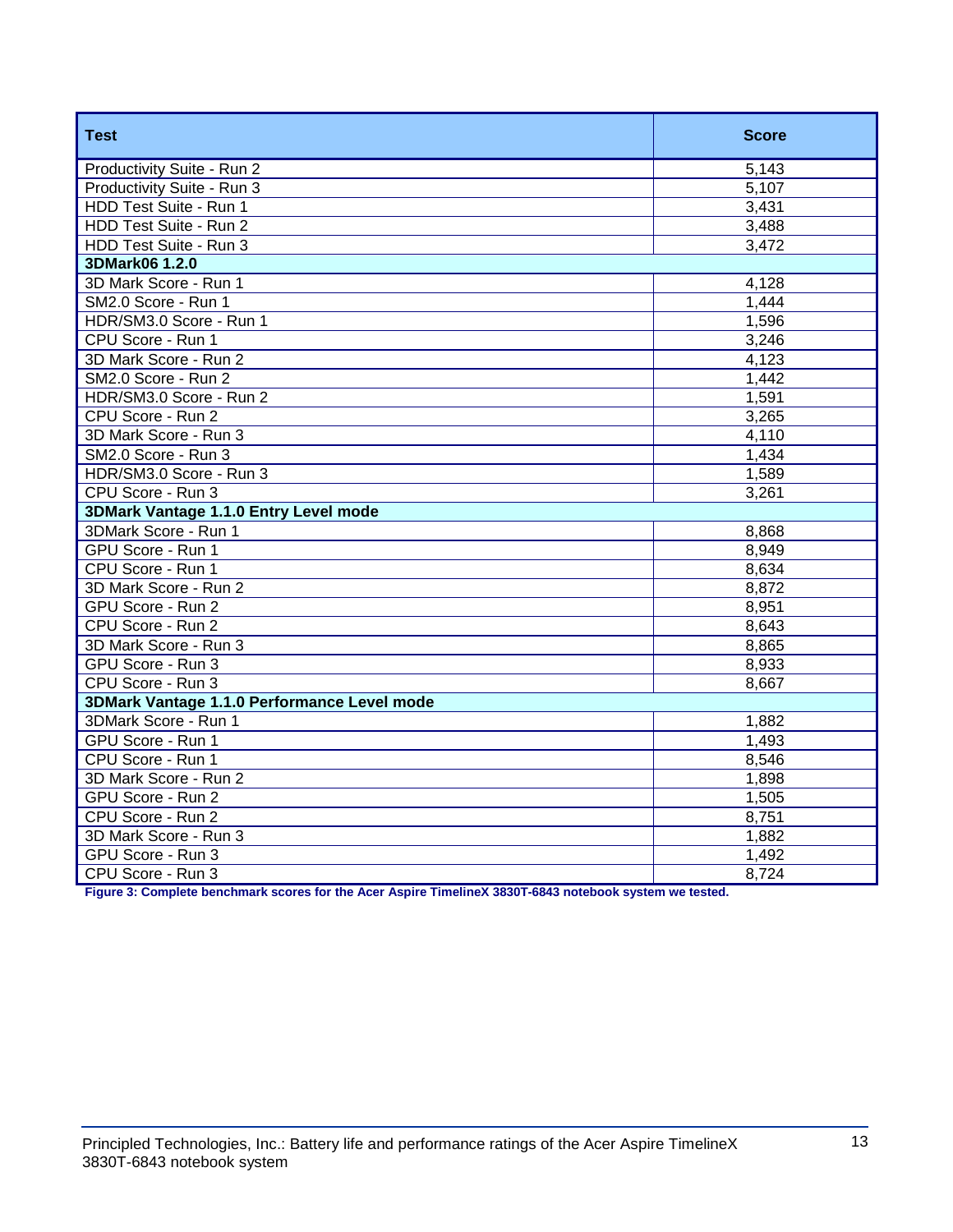| Test | Score |
| --- | --- |
| Productivity Suite - Run 2 | 5,143 |
| Productivity Suite - Run 3 | 5,107 |
| HDD Test Suite - Run 1 | 3,431 |
| HDD Test Suite - Run 2 | 3,488 |
| HDD Test Suite - Run 3 | 3,472 |
| **3DMark06 1.2.0** | |
| 3D Mark Score - Run 1 | 4,128 |
| SM2.0 Score - Run 1 | 1,444 |
| HDR/SM3.0 Score - Run 1 | 1,596 |
| CPU Score - Run 1 | 3,246 |
| 3D Mark Score - Run 2 | 4,123 |
| SM2.0 Score - Run 2 | 1,442 |
| HDR/SM3.0 Score - Run 2 | 1,591 |
| CPU Score - Run 2 | 3,265 |
| 3D Mark Score - Run 3 | 4,110 |
| SM2.0 Score - Run 3 | 1,434 |
| HDR/SM3.0 Score - Run 3 | 1,589 |
| CPU Score - Run 3 | 3,261 |
| **3DMark Vantage 1.1.0 Entry Level mode** | |
| 3DMark Score - Run 1 | 8,868 |
| GPU Score - Run 1 | 8,949 |
| CPU Score - Run 1 | 8,634 |
| 3D Mark Score - Run 2 | 8,872 |
| GPU Score - Run 2 | 8,951 |
| CPU Score - Run 2 | 8,643 |
| 3D Mark Score - Run 3 | 8,865 |
| GPU Score - Run 3 | 8,933 |
| CPU Score - Run 3 | 8,667 |
| **3DMark Vantage 1.1.0 Performance Level mode** | |
| 3DMark Score - Run 1 | 1,882 |
| GPU Score - Run 1 | 1,493 |
| CPU Score - Run 1 | 8,546 |
| 3D Mark Score - Run 2 | 1,898 |
| GPU Score - Run 2 | 1,505 |
| CPU Score - Run 2 | 8,751 |
| 3D Mark Score - Run 3 | 1,882 |
| GPU Score - Run 3 | 1,492 |
| CPU Score - Run 3 | 8,724 |

**Figure 3: Complete benchmark scores for the Acer Aspire TimelineX 3830T-6843 notebook system we tested.**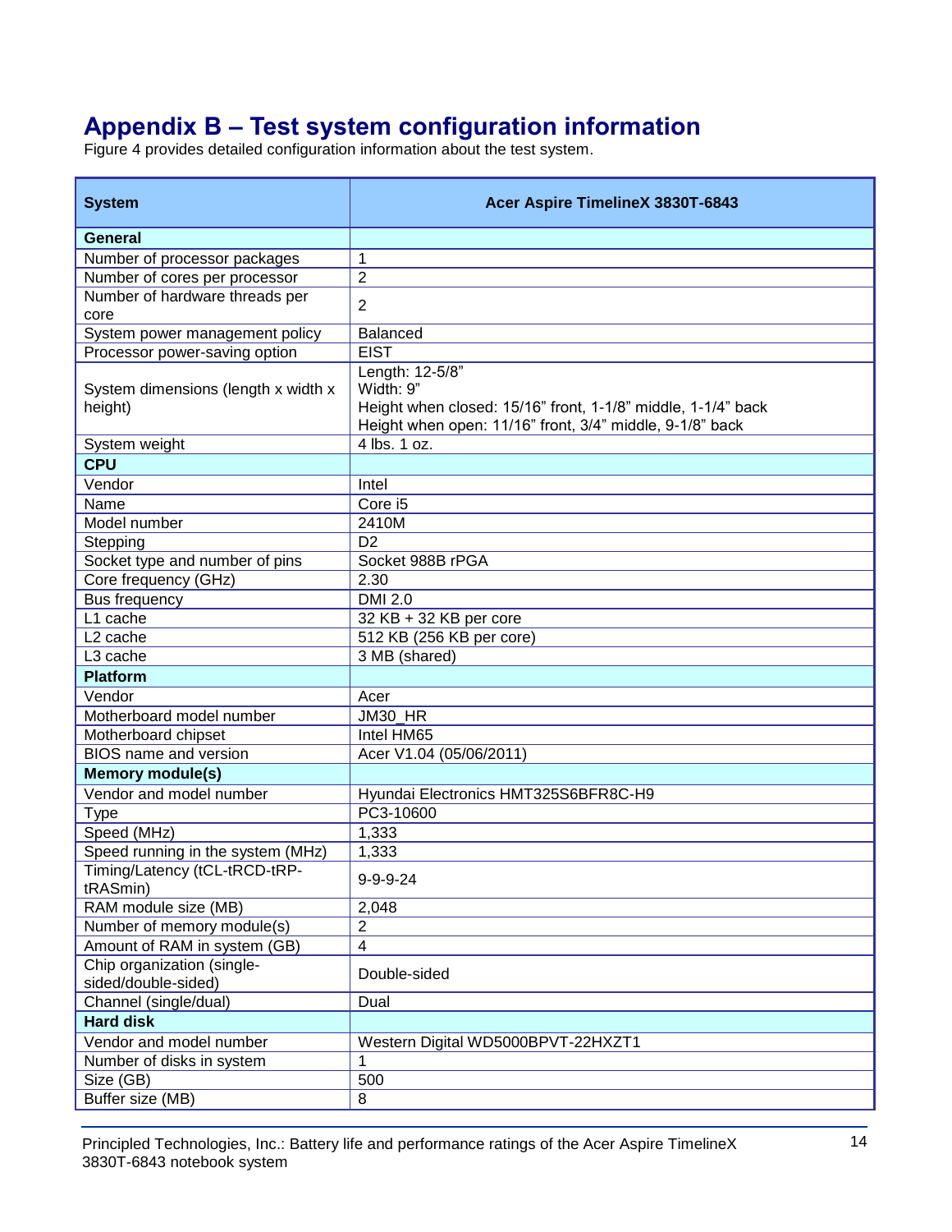# Appendix B – Test system configuration information

Figure 4 provides detailed configuration information about the test system.

| System | Acer Aspire TimelineX 3830T-6843 |
|---|---|
| **General** | |
| Number of processor packages | 1 |
| Number of cores per processor | 2 |
| Number of hardware threads per core | 2 |
| System power management policy | Balanced |
| Processor power-saving option | EIST |
| System dimensions (length x width x height) | Length: 12-5/8"<br>Width: 9"<br>Height when closed: 15/16" front, 1-1/8" middle, 1-1/4" back<br>Height when open: 11/16" front, 3/4" middle, 9-1/8" back |
| System weight | 4 lbs. 1 oz. |
| **CPU** | |
| Vendor | Intel |
| Name | Core i5 |
| Model number | 2410M |
| Stepping | D2 |
| Socket type and number of pins | Socket 988B rPGA |
| Core frequency (GHz) | 2.30 |
| Bus frequency | DMI 2.0 |
| L1 cache | 32 KB + 32 KB per core |
| L2 cache | 512 KB (256 KB per core) |
| L3 cache | 3 MB (shared) |
| **Platform** | |
| Vendor | Acer |
| Motherboard model number | JM30_HR |
| Motherboard chipset | Intel HM65 |
| BIOS name and version | Acer V1.04 (05/06/2011) |
| **Memory module(s)** | |
| Vendor and model number | Hyundai Electronics HMT325S6BFR8C-H9 |
| Type | PC3-10600 |
| Speed (MHz) | 1,333 |
| Speed running in the system (MHz) | 1,333 |
| Timing/Latency (tCL-tRCD-tRP-tRASmin) | 9-9-9-24 |
| RAM module size (MB) | 2,048 |
| Number of memory module(s) | 2 |
| Amount of RAM in system (GB) | 4 |
| Chip organization (single-sided/double-sided) | Double-sided |
| Channel (single/dual) | Dual |
| **Hard disk** | |
| Vendor and model number | Western Digital WD5000BPVT-22HXZT1 |
| Number of disks in system | 1 |
| Size (GB) | 500 |
| Buffer size (MB) | 8 |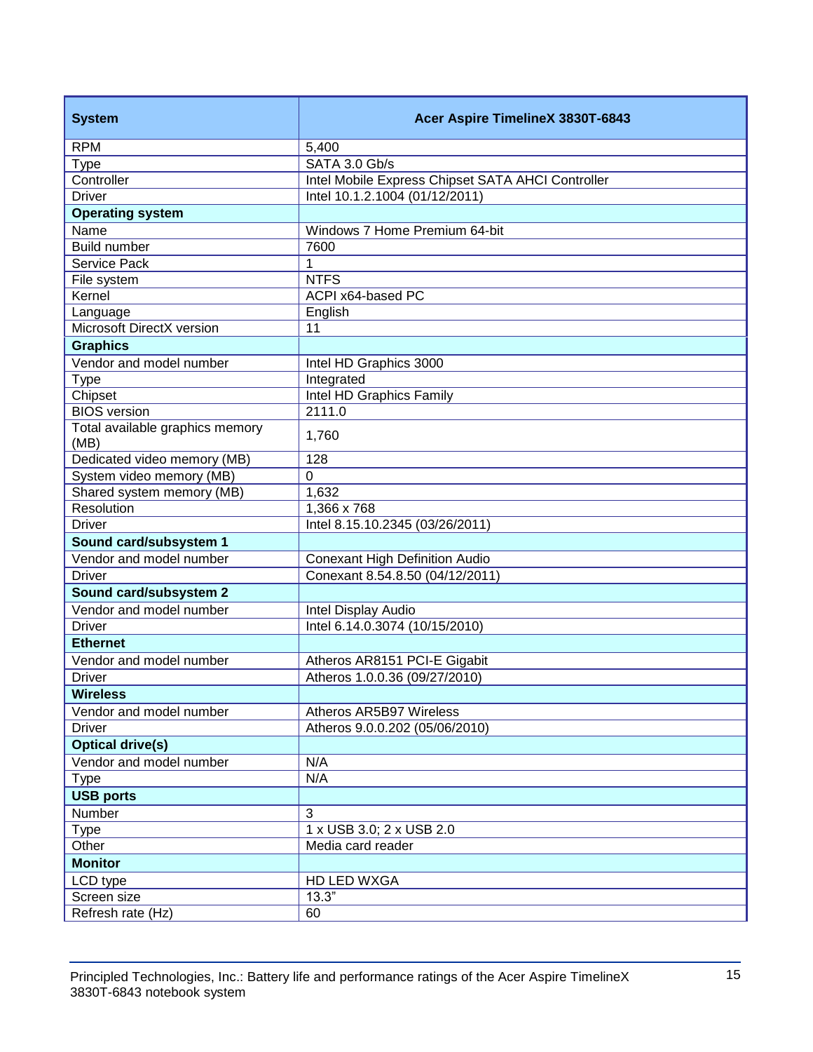| System | Acer Aspire TimelineX 3830T-6843 |
|---|---|
| RPM | 5,400 |
| Type | SATA 3.0 Gb/s |
| Controller | Intel Mobile Express Chipset SATA AHCI Controller |
| Driver | Intel 10.1.2.1004 (01/12/2011) |
| **Operating system** | |
| Name | Windows 7 Home Premium 64-bit |
| Build number | 7600 |
| Service Pack | 1 |
| File system | NTFS |
| Kernel | ACPI x64-based PC |
| Language | English |
| Microsoft DirectX version | 11 |
| **Graphics** | |
| Vendor and model number | Intel HD Graphics 3000 |
| Type | Integrated |
| Chipset | Intel HD Graphics Family |
| BIOS version | 2111.0 |
| Total available graphics memory (MB) | 1,760 |
| Dedicated video memory (MB) | 128 |
| System video memory (MB) | 0 |
| Shared system memory (MB) | 1,632 |
| Resolution | 1,366 x 768 |
| Driver | Intel 8.15.10.2345 (03/26/2011) |
| **Sound card/subsystem 1** | |
| Vendor and model number | Conexant High Definition Audio |
| Driver | Conexant 8.54.8.50 (04/12/2011) |
| **Sound card/subsystem 2** | |
| Vendor and model number | Intel Display Audio |
| Driver | Intel 6.14.0.3074 (10/15/2010) |
| **Ethernet** | |
| Vendor and model number | Atheros AR8151 PCI-E Gigabit |
| Driver | Atheros 1.0.0.36 (09/27/2010) |
| **Wireless** | |
| Vendor and model number | Atheros AR5B97 Wireless |
| Driver | Atheros 9.0.0.202 (05/06/2010) |
| **Optical drive(s)** | |
| Vendor and model number | N/A |
| Type | N/A |
| **USB ports** | |
| Number | 3 |
| Type | 1 x USB 3.0; 2 x USB 2.0 |
| Other | Media card reader |
| **Monitor** | |
| LCD type | HD LED WXGA |
| Screen size | 13.3" |
| Refresh rate (Hz) | 60 |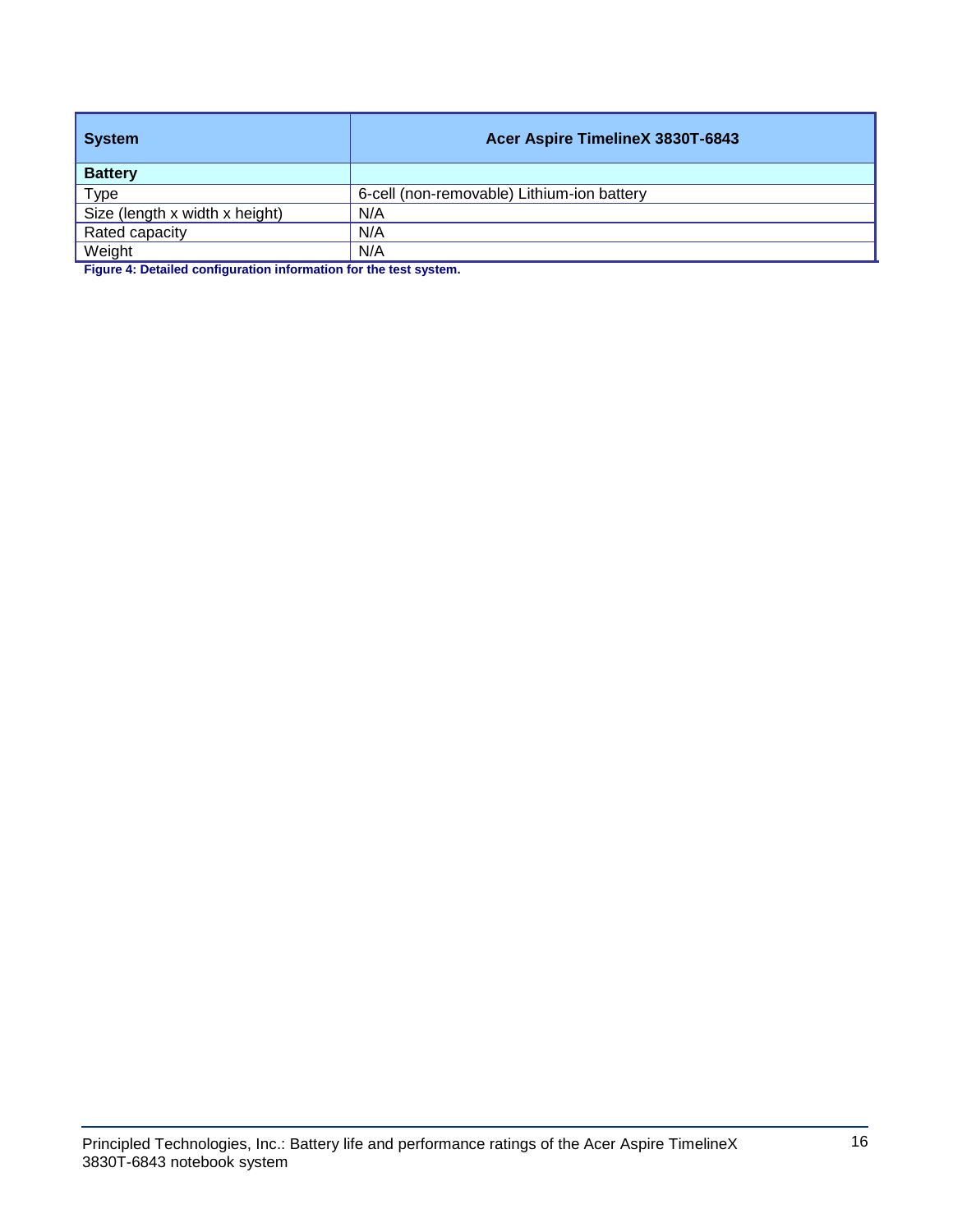| System | Acer Aspire TimelineX 3830T-6843 |
| --- | --- |
| **Battery** | |
| Type | 6-cell (non-removable) Lithium-ion battery |
| Size (length x width x height) | N/A |
| Rated capacity | N/A |
| Weight | N/A |

**Figure 4: Detailed configuration information for the test system.**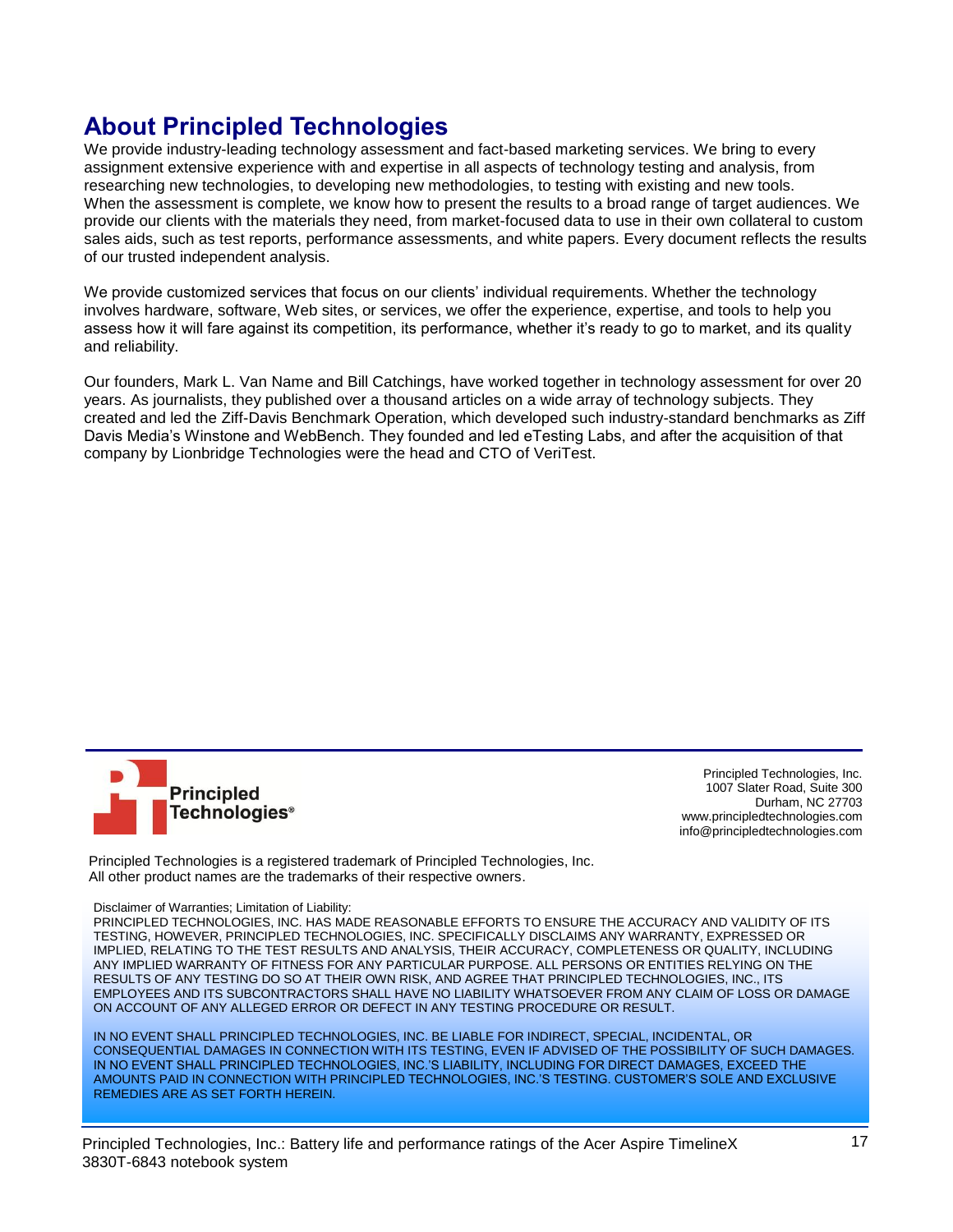## About Principled Technologies

We provide industry-leading technology assessment and fact-based marketing services. We bring to every assignment extensive experience with and expertise in all aspects of technology testing and analysis, from researching new technologies, to developing new methodologies, to testing with existing and new tools. When the assessment is complete, we know how to present the results to a broad range of target audiences. We provide our clients with the materials they need, from market-focused data to use in their own collateral to custom sales aids, such as test reports, performance assessments, and white papers. Every document reflects the results of our trusted independent analysis.

We provide customized services that focus on our clients' individual requirements. Whether the technology involves hardware, software, Web sites, or services, we offer the experience, expertise, and tools to help you assess how it will fare against its competition, its performance, whether it's ready to go to market, and its quality and reliability.

Our founders, Mark L. Van Name and Bill Catchings, have worked together in technology assessment for over 20 years. As journalists, they published over a thousand articles on a wide array of technology subjects. They created and led the Ziff-Davis Benchmark Operation, which developed such industry-standard benchmarks as Ziff Davis Media's Winstone and WebBench. They founded and led eTesting Labs, and after the acquisition of that company by Lionbridge Technologies were the head and CTO of VeriTest.

Principled Technologies®

Principled Technologies, Inc.
1007 Slater Road, Suite 300
Durham, NC 27703
www.principledtechnologies.com
info@principledtechnologies.com

Principled Technologies is a registered trademark of Principled Technologies, Inc.
All other product names are the trademarks of their respective owners.

Disclaimer of Warranties; Limitation of Liability:
PRINCIPLED TECHNOLOGIES, INC. HAS MADE REASONABLE EFFORTS TO ENSURE THE ACCURACY AND VALIDITY OF ITS TESTING, HOWEVER, PRINCIPLED TECHNOLOGIES, INC. SPECIFICALLY DISCLAIMS ANY WARRANTY, EXPRESSED OR IMPLIED, RELATING TO THE TEST RESULTS AND ANALYSIS, THEIR ACCURACY, COMPLETENESS OR QUALITY, INCLUDING ANY IMPLIED WARRANTY OF FITNESS FOR ANY PARTICULAR PURPOSE. ALL PERSONS OR ENTITIES RELYING ON THE RESULTS OF ANY TESTING DO SO AT THEIR OWN RISK, AND AGREE THAT PRINCIPLED TECHNOLOGIES, INC., ITS EMPLOYEES AND ITS SUBCONTRACTORS SHALL HAVE NO LIABILITY WHATSOEVER FROM ANY CLAIM OF LOSS OR DAMAGE ON ACCOUNT OF ANY ALLEGED ERROR OR DEFECT IN ANY TESTING PROCEDURE OR RESULT.

IN NO EVENT SHALL PRINCIPLED TECHNOLOGIES, INC. BE LIABLE FOR INDIRECT, SPECIAL, INCIDENTAL, OR CONSEQUENTIAL DAMAGES IN CONNECTION WITH ITS TESTING, EVEN IF ADVISED OF THE POSSIBILITY OF SUCH DAMAGES. IN NO EVENT SHALL PRINCIPLED TECHNOLOGIES, INC.'S LIABILITY, INCLUDING FOR DIRECT DAMAGES, EXCEED THE AMOUNTS PAID IN CONNECTION WITH PRINCIPLED TECHNOLOGIES, INC.'S TESTING. CUSTOMER'S SOLE AND EXCLUSIVE REMEDIES ARE AS SET FORTH HEREIN.